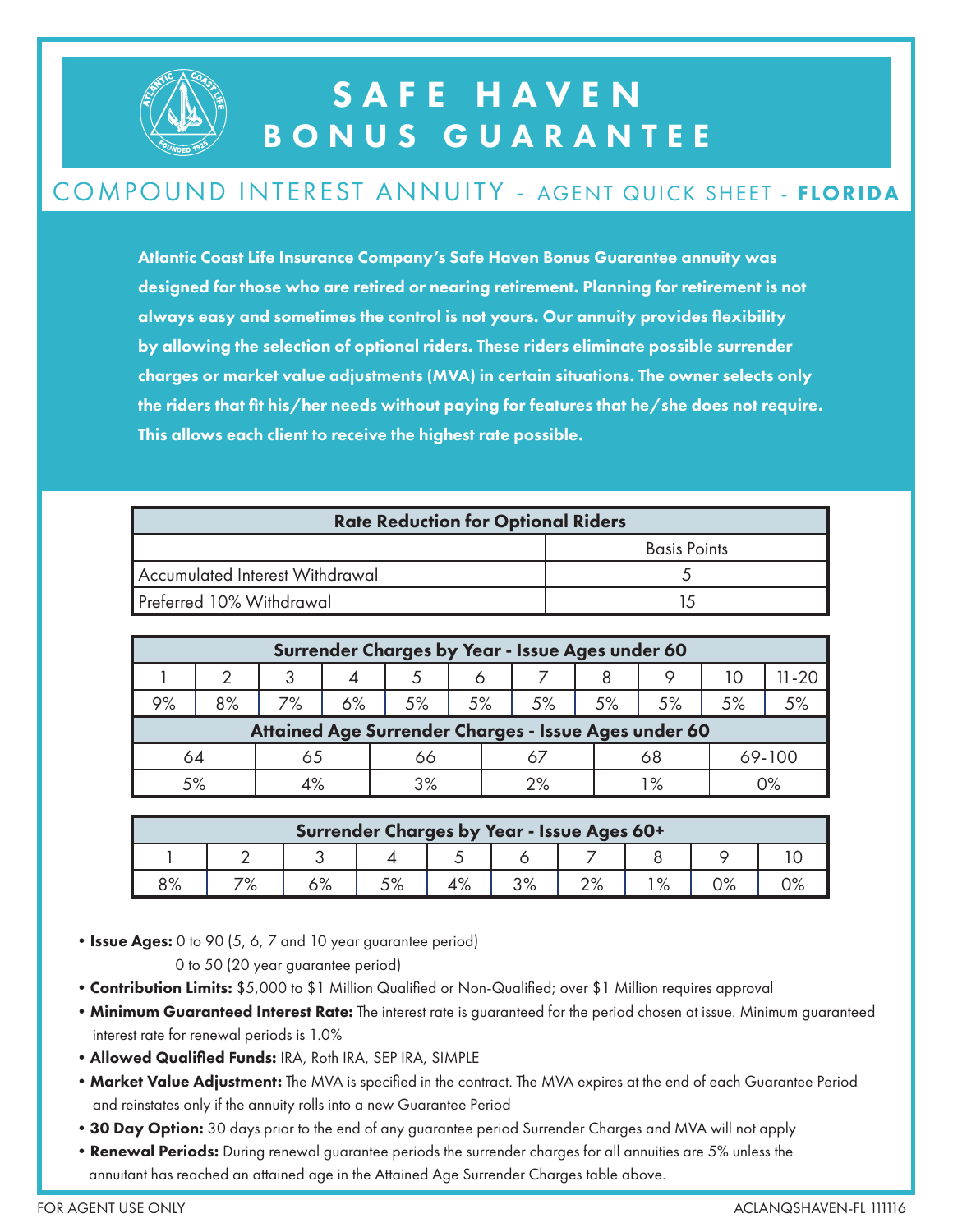# SAFE HAVEN BONUS GUARANTEE

## COMPOUND INTEREST ANNUITY - AGENT QUICK SHEET - **FLORIDA**

**Atlantic Coast Life Insurance Company's Safe Haven Bonus Guarantee annuity was designed for those who are retired or nearing retirement. Planning for retirement is not always easy and sometimes the control is not yours. Our annuity provides flexibility by allowing the selection of optional riders. These riders eliminate possible surrender charges or market value adjustments (MVA) in certain situations. The owner selects only the riders that fit his/her needs without paying for features that he/she does not require. This allows each client to receive the highest rate possible.**

| Rate Reduction for Optional Riders | |
|---|---|
| | Basis Points |
| Accumulated Interest Withdrawal | 5 |
| Preferred 10% Withdrawal | 15 |

| Surrender Charges by Year - Issue Ages under 60 | | | | | | | | | | |
|---|---|---|---|---|---|---|---|---|---|---|
| 1 | 2 | 3 | 4 | 5 | 6 | 7 | 8 | 9 | 10 | 11-20 |
| 9% | 8% | 7% | 6% | 5% | 5% | 5% | 5% | 5% | 5% | 5% |

| Attained Age Surrender Charges - Issue Ages under 60 | | | | | |
|---|---|---|---|---|---|
| 64 | 65 | 66 | 67 | 68 | 69-100 |
| 5% | 4% | 3% | 2% | 1% | 0% |

| Surrender Charges by Year - Issue Ages 60+ | | | | | | | | | |
|---|---|---|---|---|---|---|---|---|---|
| 1 | 2 | 3 | 4 | 5 | 6 | 7 | 8 | 9 | 10 |
| 8% | 7% | 6% | 5% | 4% | 3% | 2% | 1% | 0% | 0% |

- **Issue Ages:** 0 to 90 (5, 6, 7 and 10 year guarantee period)
  0 to 50 (20 year guarantee period)
- **Contribution Limits:** $5,000 to $1 Million Qualified or Non-Qualified; over $1 Million requires approval
- **Minimum Guaranteed Interest Rate:** The interest rate is guaranteed for the period chosen at issue. Minimum guaranteed interest rate for renewal periods is 1.0%
- **Allowed Qualified Funds:** IRA, Roth IRA, SEP IRA, SIMPLE
- **Market Value Adjustment:** The MVA is specified in the contract. The MVA expires at the end of each Guarantee Period and reinstates only if the annuity rolls into a new Guarantee Period
- **30 Day Option:** 30 days prior to the end of any guarantee period Surrender Charges and MVA will not apply
- **Renewal Periods:** During renewal guarantee periods the surrender charges for all annuities are 5% unless the annuitant has reached an attained age in the Attained Age Surrender Charges table above.

FOR AGENT USE ONLY

ACLANQSHAVEN-FL 111116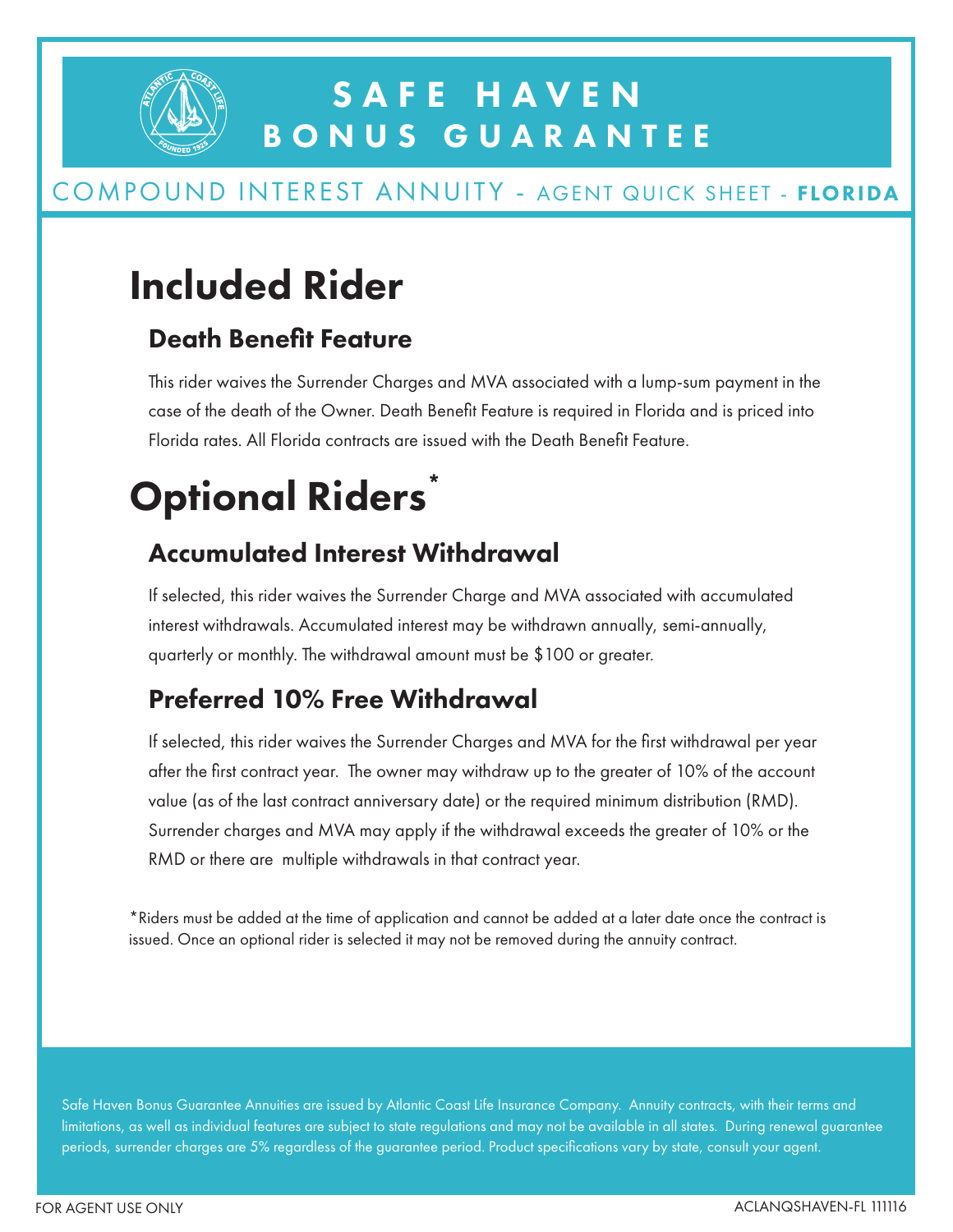# SAFE HAVEN BONUS GUARANTEE

COMPOUND INTEREST ANNUITY - AGENT QUICK SHEET - **FLORIDA**

## Included Rider

### Death Benefit Feature

This rider waives the Surrender Charges and MVA associated with a lump-sum payment in the case of the death of the Owner. Death Benefit Feature is required in Florida and is priced into Florida rates. All Florida contracts are issued with the Death Benefit Feature.

## Optional Riders*

### Accumulated Interest Withdrawal

If selected, this rider waives the Surrender Charge and MVA associated with accumulated interest withdrawals. Accumulated interest may be withdrawn annually, semi-annually, quarterly or monthly. The withdrawal amount must be $100 or greater.

### Preferred 10% Free Withdrawal

If selected, this rider waives the Surrender Charges and MVA for the first withdrawal per year after the first contract year. The owner may withdraw up to the greater of 10% of the account value (as of the last contract anniversary date) or the required minimum distribution (RMD). Surrender charges and MVA may apply if the withdrawal exceeds the greater of 10% or the RMD or there are multiple withdrawals in that contract year.

*Riders must be added at the time of application and cannot be added at a later date once the contract is issued. Once an optional rider is selected it may not be removed during the annuity contract.

Safe Haven Bonus Guarantee Annuities are issued by Atlantic Coast Life Insurance Company. Annuity contracts, with their terms and limitations, as well as individual features are subject to state regulations and may not be available in all states. During renewal guarantee periods, surrender charges are 5% regardless of the guarantee period. Product specifications vary by state, consult your agent.

FOR AGENT USE ONLY

ACLANQSHAVEN-FL 111116